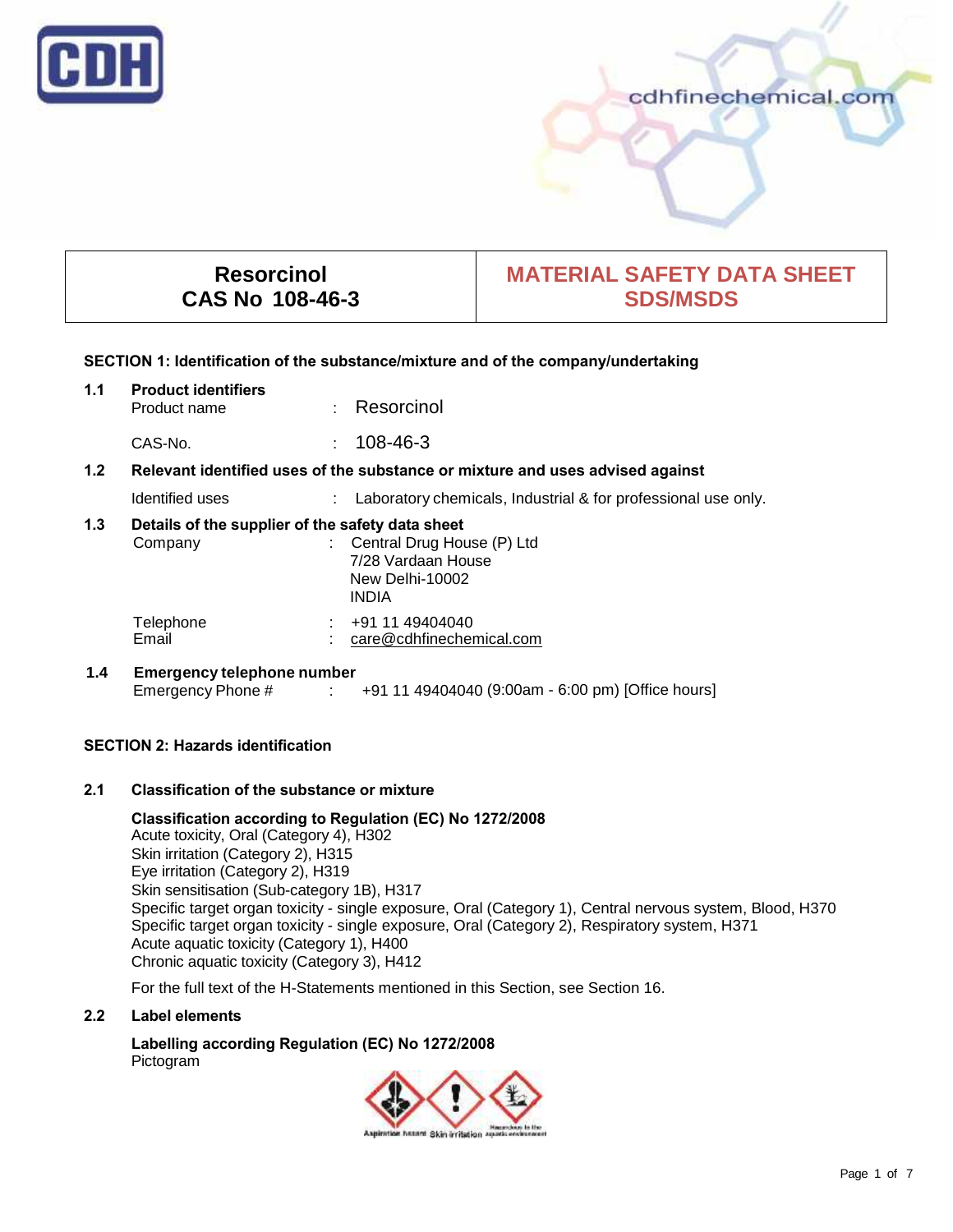| Resorcinol<br>CAS No 108-46-3 | MATERIAL SAFETY DATA SHEET<br>SDS/MSDS |
|---|---|

## SECTION 1: Identification of the substance/mixture and of the company/undertaking

**1.1 Product identifiers**

Product name : Resorcinol

CAS-No. : 108-46-3

**1.2 Relevant identified uses of the substance or mixture and uses advised against**

Identified uses : Laboratory chemicals, Industrial & for professional use only.

**1.3 Details of the supplier of the safety data sheet**

Company : Central Drug House (P) Ltd
7/28 Vardaan House
New Delhi-10002
INDIA

Telephone : +91 11 49404040
Email : care@cdhfinechemical.com

**1.4 Emergency telephone number**

Emergency Phone # : +91 11 49404040 (9:00am - 6:00 pm) [Office hours]

## SECTION 2: Hazards identification

**2.1 Classification of the substance or mixture**

**Classification according to Regulation (EC) No 1272/2008**
Acute toxicity, Oral (Category 4), H302
Skin irritation (Category 2), H315
Eye irritation (Category 2), H319
Skin sensitisation (Sub-category 1B), H317
Specific target organ toxicity - single exposure, Oral (Category 1), Central nervous system, Blood, H370
Specific target organ toxicity - single exposure, Oral (Category 2), Respiratory system, H371
Acute aquatic toxicity (Category 1), H400
Chronic aquatic toxicity (Category 3), H412

For the full text of the H-Statements mentioned in this Section, see Section 16.

**2.2 Label elements**

**Labelling according Regulation (EC) No 1272/2008**
Pictogram

Aspiration hazard Skin irritation Hazardous to the aquatic environment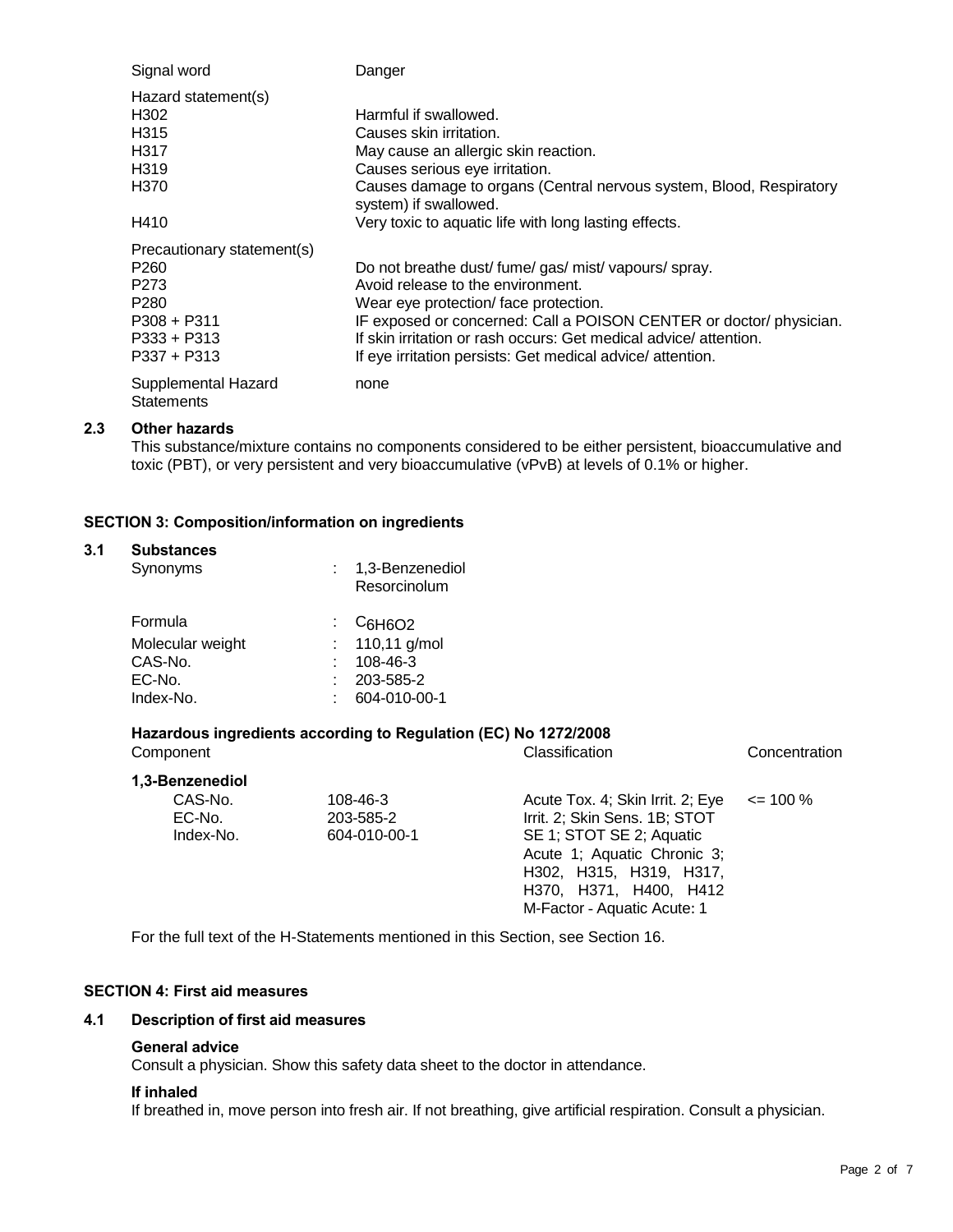| | |
|---|---|
| Signal word | Danger |
| Hazard statement(s) | |
| H302 | Harmful if swallowed. |
| H315 | Causes skin irritation. |
| H317 | May cause an allergic skin reaction. |
| H319 | Causes serious eye irritation. |
| H370 | Causes damage to organs (Central nervous system, Blood, Respiratory system) if swallowed. |
| H410 | Very toxic to aquatic life with long lasting effects. |
| Precautionary statement(s) | |
| P260 | Do not breathe dust/ fume/ gas/ mist/ vapours/ spray. |
| P273 | Avoid release to the environment. |
| P280 | Wear eye protection/ face protection. |
| P308 + P311 | IF exposed or concerned: Call a POISON CENTER or doctor/ physician. |
| P333 + P313 | If skin irritation or rash occurs: Get medical advice/ attention. |
| P337 + P313 | If eye irritation persists: Get medical advice/ attention. |
| Supplemental Hazard Statements | none |

### 2.3 Other hazards

This substance/mixture contains no components considered to be either persistent, bioaccumulative and toxic (PBT), or very persistent and very bioaccumulative (vPvB) at levels of 0.1% or higher.

## SECTION 3: Composition/information on ingredients

### 3.1 Substances

| | | |
|---|---|---|
| Synonyms | : | 1,3-Benzenediol<br>Resorcinolum |
| Formula | : | $C_6H_6O_2$ |
| Molecular weight | : | 110,11 g/mol |
| CAS-No. | : | 108-46-3 |
| EC-No. | : | 203-585-2 |
| Index-No. | : | 604-010-00-1 |

**Hazardous ingredients according to Regulation (EC) No 1272/2008**

| Component | | Classification | Concentration |
|---|---|---|---|
| **1,3-Benzenediol** | | | |
| CAS-No.<br>EC-No.<br>Index-No. | 108-46-3<br>203-585-2<br>604-010-00-1 | Acute Tox. 4; Skin Irrit. 2; Eye Irrit. 2; Skin Sens. 1B; STOT SE 1; STOT SE 2; Aquatic Acute 1; Aquatic Chronic 3; H302, H315, H319, H317, H370, H371, H400, H412<br>M-Factor - Aquatic Acute: 1 | <= 100 % |

For the full text of the H-Statements mentioned in this Section, see Section 16.

## SECTION 4: First aid measures

### 4.1 Description of first aid measures

**General advice**

Consult a physician. Show this safety data sheet to the doctor in attendance.

**If inhaled**

If breathed in, move person into fresh air. If not breathing, give artificial respiration. Consult a physician.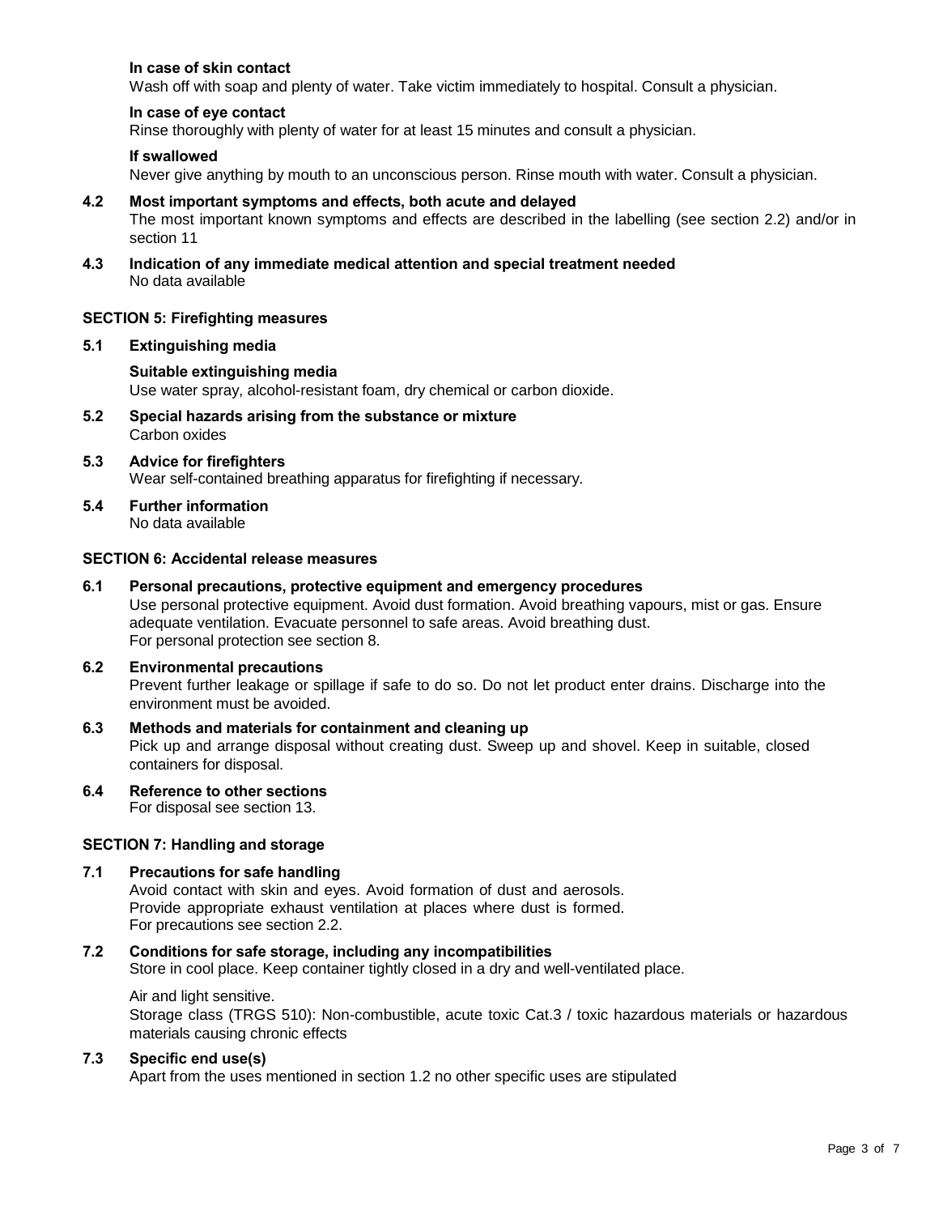**In case of skin contact**

Wash off with soap and plenty of water. Take victim immediately to hospital. Consult a physician.

**In case of eye contact**

Rinse thoroughly with plenty of water for at least 15 minutes and consult a physician.

**If swallowed**

Never give anything by mouth to an unconscious person. Rinse mouth with water. Consult a physician.

**4.2 Most important symptoms and effects, both acute and delayed**

The most important known symptoms and effects are described in the labelling (see section 2.2) and/or in section 11

**4.3 Indication of any immediate medical attention and special treatment needed**

No data available

## SECTION 5: Firefighting measures

**5.1 Extinguishing media**

**Suitable extinguishing media**

Use water spray, alcohol-resistant foam, dry chemical or carbon dioxide.

**5.2 Special hazards arising from the substance or mixture**

Carbon oxides

**5.3 Advice for firefighters**

Wear self-contained breathing apparatus for firefighting if necessary.

**5.4 Further information**

No data available

## SECTION 6: Accidental release measures

**6.1 Personal precautions, protective equipment and emergency procedures**

Use personal protective equipment. Avoid dust formation. Avoid breathing vapours, mist or gas. Ensure adequate ventilation. Evacuate personnel to safe areas. Avoid breathing dust.
For personal protection see section 8.

**6.2 Environmental precautions**

Prevent further leakage or spillage if safe to do so. Do not let product enter drains. Discharge into the environment must be avoided.

**6.3 Methods and materials for containment and cleaning up**

Pick up and arrange disposal without creating dust. Sweep up and shovel. Keep in suitable, closed containers for disposal.

**6.4 Reference to other sections**

For disposal see section 13.

## SECTION 7: Handling and storage

**7.1 Precautions for safe handling**

Avoid contact with skin and eyes. Avoid formation of dust and aerosols.
Provide appropriate exhaust ventilation at places where dust is formed.
For precautions see section 2.2.

**7.2 Conditions for safe storage, including any incompatibilities**

Store in cool place. Keep container tightly closed in a dry and well-ventilated place.

Air and light sensitive.
Storage class (TRGS 510): Non-combustible, acute toxic Cat.3 / toxic hazardous materials or hazardous materials causing chronic effects

**7.3 Specific end use(s)**

Apart from the uses mentioned in section 1.2 no other specific uses are stipulated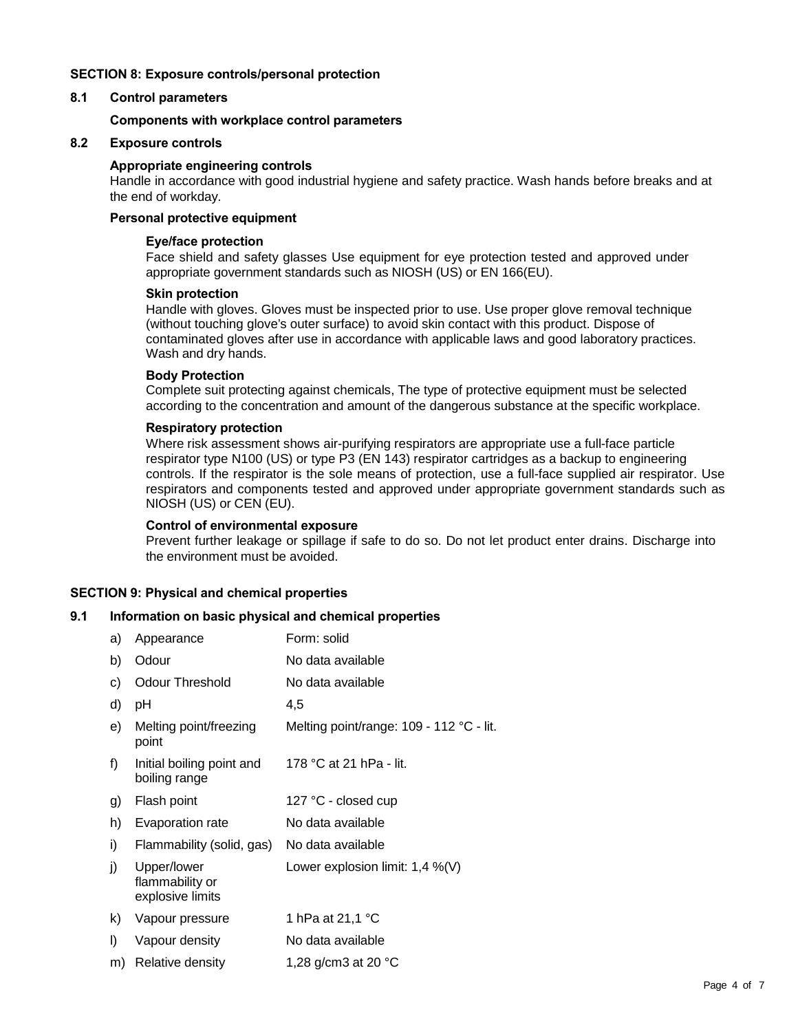## SECTION 8: Exposure controls/personal protection

### 8.1 Control parameters

**Components with workplace control parameters**

### 8.2 Exposure controls

**Appropriate engineering controls**

Handle in accordance with good industrial hygiene and safety practice. Wash hands before breaks and at the end of workday.

**Personal protective equipment**

**Eye/face protection**

Face shield and safety glasses Use equipment for eye protection tested and approved under appropriate government standards such as NIOSH (US) or EN 166(EU).

**Skin protection**

Handle with gloves. Gloves must be inspected prior to use. Use proper glove removal technique (without touching glove's outer surface) to avoid skin contact with this product. Dispose of contaminated gloves after use in accordance with applicable laws and good laboratory practices. Wash and dry hands.

**Body Protection**

Complete suit protecting against chemicals, The type of protective equipment must be selected according to the concentration and amount of the dangerous substance at the specific workplace.

**Respiratory protection**

Where risk assessment shows air-purifying respirators are appropriate use a full-face particle respirator type N100 (US) or type P3 (EN 143) respirator cartridges as a backup to engineering controls. If the respirator is the sole means of protection, use a full-face supplied air respirator. Use respirators and components tested and approved under appropriate government standards such as NIOSH (US) or CEN (EU).

**Control of environmental exposure**

Prevent further leakage or spillage if safe to do so. Do not let product enter drains. Discharge into the environment must be avoided.

## SECTION 9: Physical and chemical properties

### 9.1 Information on basic physical and chemical properties

| | Property | Value |
|---|---|---|
| a) | Appearance | Form: solid |
| b) | Odour | No data available |
| c) | Odour Threshold | No data available |
| d) | pH | 4,5 |
| e) | Melting point/freezing point | Melting point/range: 109 - 112 °C - lit. |
| f) | Initial boiling point and boiling range | 178 °C at 21 hPa - lit. |
| g) | Flash point | 127 °C - closed cup |
| h) | Evaporation rate | No data available |
| i) | Flammability (solid, gas) | No data available |
| j) | Upper/lower flammability or explosive limits | Lower explosion limit: 1,4 %(V) |
| k) | Vapour pressure | 1 hPa at 21,1 °C |
| l) | Vapour density | No data available |
| m) | Relative density | 1,28 g/cm3 at 20 °C |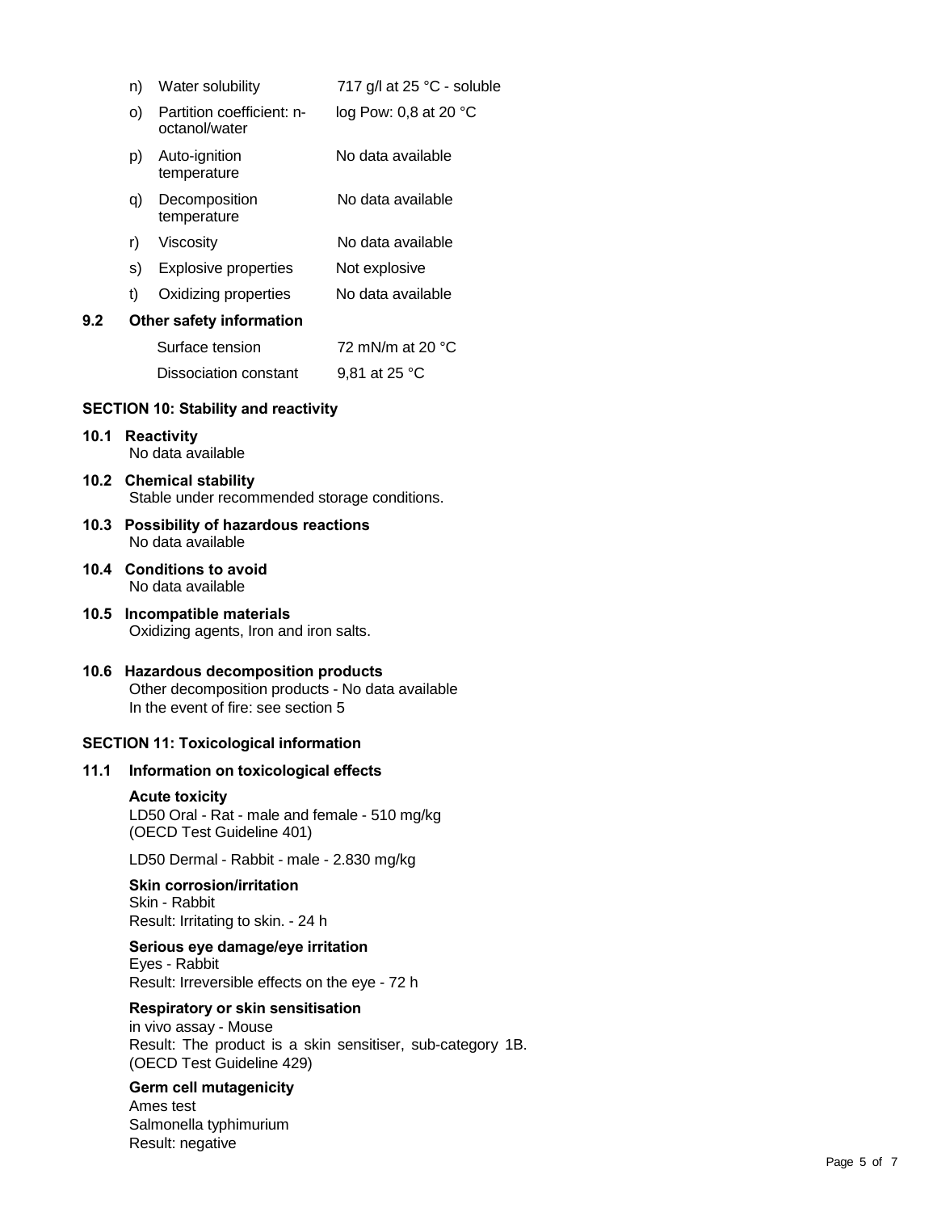| | | |
|---|---|---|
| n) | Water solubility | 717 g/l at 25 °C - soluble |
| o) | Partition coefficient: n-octanol/water | log Pow: 0,8 at 20 °C |
| p) | Auto-ignition temperature | No data available |
| q) | Decomposition temperature | No data available |
| r) | Viscosity | No data available |
| s) | Explosive properties | Not explosive |
| t) | Oxidizing properties | No data available |

**9.2 Other safety information**

| | |
|---|---|
| Surface tension | 72 mN/m at 20 °C |
| Dissociation constant | 9,81 at 25 °C |

## SECTION 10: Stability and reactivity

**10.1 Reactivity**
No data available

**10.2 Chemical stability**
Stable under recommended storage conditions.

**10.3 Possibility of hazardous reactions**
No data available

**10.4 Conditions to avoid**
No data available

**10.5 Incompatible materials**
Oxidizing agents, Iron and iron salts.

**10.6 Hazardous decomposition products**
Other decomposition products - No data available
In the event of fire: see section 5

## SECTION 11: Toxicological information

**11.1 Information on toxicological effects**

**Acute toxicity**
LD50 Oral - Rat - male and female - 510 mg/kg
(OECD Test Guideline 401)

LD50 Dermal - Rabbit - male - 2.830 mg/kg

**Skin corrosion/irritation**
Skin - Rabbit
Result: Irritating to skin. - 24 h

**Serious eye damage/eye irritation**
Eyes - Rabbit
Result: Irreversible effects on the eye - 72 h

**Respiratory or skin sensitisation**
in vivo assay - Mouse
Result: The product is a skin sensitiser, sub-category 1B.
(OECD Test Guideline 429)

**Germ cell mutagenicity**
Ames test
Salmonella typhimurium
Result: negative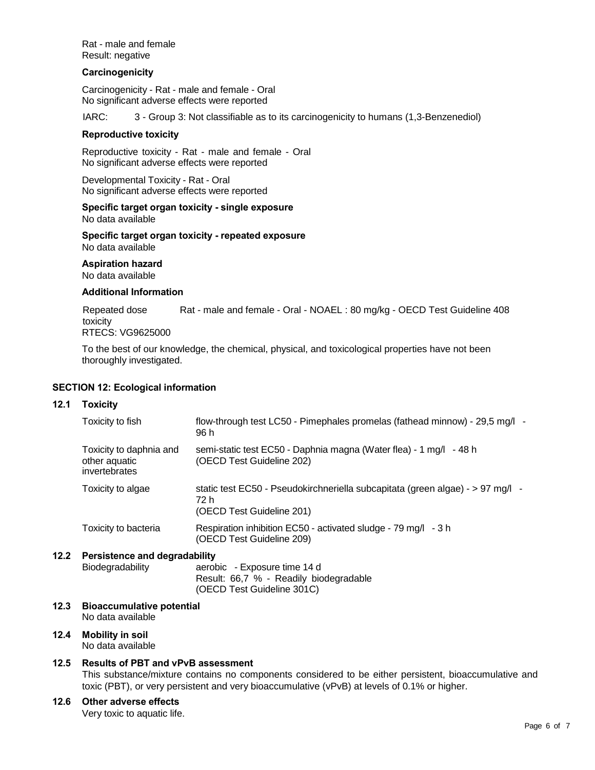Rat - male and female
Result: negative

**Carcinogenicity**

Carcinogenicity - Rat - male and female - Oral
No significant adverse effects were reported

IARC: 3 - Group 3: Not classifiable as to its carcinogenicity to humans (1,3-Benzenediol)

**Reproductive toxicity**

Reproductive toxicity - Rat - male and female - Oral
No significant adverse effects were reported

Developmental Toxicity - Rat - Oral
No significant adverse effects were reported

**Specific target organ toxicity - single exposure**
No data available

**Specific target organ toxicity - repeated exposure**
No data available

**Aspiration hazard**
No data available

**Additional Information**

Repeated dose toxicity: Rat - male and female - Oral - NOAEL : 80 mg/kg - OECD Test Guideline 408
RTECS: VG9625000

To the best of our knowledge, the chemical, physical, and toxicological properties have not been thoroughly investigated.

## SECTION 12: Ecological information

### 12.1 Toxicity

| | |
|---|---|
| Toxicity to fish | flow-through test LC50 - Pimephales promelas (fathead minnow) - 29,5 mg/l - 96 h |
| Toxicity to daphnia and other aquatic invertebrates | semi-static test EC50 - Daphnia magna (Water flea) - 1 mg/l - 48 h (OECD Test Guideline 202) |
| Toxicity to algae | static test EC50 - Pseudokirchneriella subcapitata (green algae) - > 97 mg/l - 72 h (OECD Test Guideline 201) |
| Toxicity to bacteria | Respiration inhibition EC50 - activated sludge - 79 mg/l - 3 h (OECD Test Guideline 209) |

### 12.2 Persistence and degradability

Biodegradability: aerobic - Exposure time 14 d
Result: 66,7 % - Readily biodegradable
(OECD Test Guideline 301C)

### 12.3 Bioaccumulative potential
No data available

### 12.4 Mobility in soil
No data available

### 12.5 Results of PBT and vPvB assessment
This substance/mixture contains no components considered to be either persistent, bioaccumulative and toxic (PBT), or very persistent and very bioaccumulative (vPvB) at levels of 0.1% or higher.

### 12.6 Other adverse effects
Very toxic to aquatic life.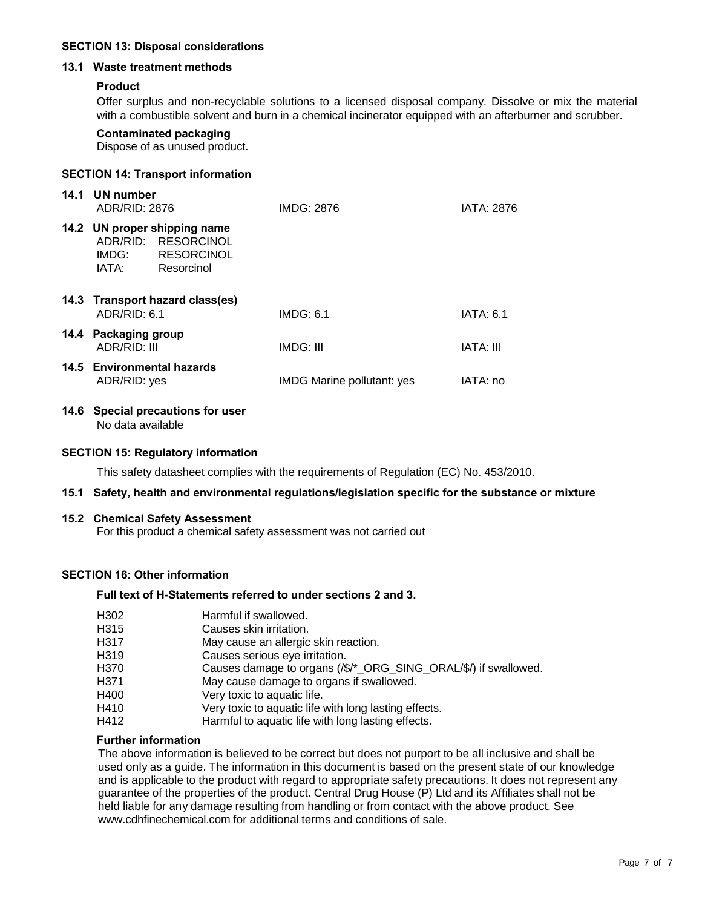## SECTION 13: Disposal considerations

### 13.1 Waste treatment methods

**Product**

Offer surplus and non-recyclable solutions to a licensed disposal company. Dissolve or mix the material with a combustible solvent and burn in a chemical incinerator equipped with an afterburner and scrubber.

**Contaminated packaging**

Dispose of as unused product.

## SECTION 14: Transport information

### 14.1 UN number

| | | |
|---|---|---|
| ADR/RID: 2876 | IMDG: 2876 | IATA: 2876 |

### 14.2 UN proper shipping name

| | |
|---|---|
| ADR/RID: | RESORCINOL |
| IMDG: | RESORCINOL |
| IATA: | Resorcinol |

### 14.3 Transport hazard class(es)

| | | |
|---|---|---|
| ADR/RID: 6.1 | IMDG: 6.1 | IATA: 6.1 |

### 14.4 Packaging group

| | | |
|---|---|---|
| ADR/RID: III | IMDG: III | IATA: III |

### 14.5 Environmental hazards

| | | |
|---|---|---|
| ADR/RID: yes | IMDG Marine pollutant: yes | IATA: no |

### 14.6 Special precautions for user

No data available

## SECTION 15: Regulatory information

This safety datasheet complies with the requirements of Regulation (EC) No. 453/2010.

### 15.1 Safety, health and environmental regulations/legislation specific for the substance or mixture

### 15.2 Chemical Safety Assessment

For this product a chemical safety assessment was not carried out

## SECTION 16: Other information

**Full text of H-Statements referred to under sections 2 and 3.**

| | |
|---|---|
| H302 | Harmful if swallowed. |
| H315 | Causes skin irritation. |
| H317 | May cause an allergic skin reaction. |
| H319 | Causes serious eye irritation. |
| H370 | Causes damage to organs (/$/*_ORG_SING_ORAL/$/) if swallowed. |
| H371 | May cause damage to organs if swallowed. |
| H400 | Very toxic to aquatic life. |
| H410 | Very toxic to aquatic life with long lasting effects. |
| H412 | Harmful to aquatic life with long lasting effects. |

**Further information**

The above information is believed to be correct but does not purport to be all inclusive and shall be used only as a guide. The information in this document is based on the present state of our knowledge and is applicable to the product with regard to appropriate safety precautions. It does not represent any guarantee of the properties of the product. Central Drug House (P) Ltd and its Affiliates shall not be held liable for any damage resulting from handling or from contact with the above product. See www.cdhfinechemical.com for additional terms and conditions of sale.